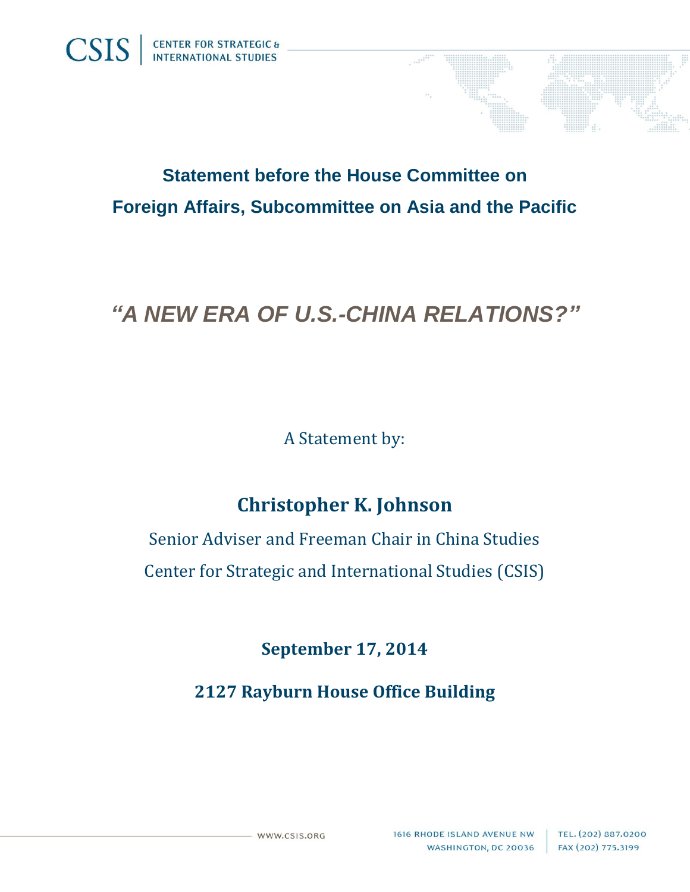CSIS | CENTER FOR STRATEGIC & INTERNATIONAL STUDIES

## Statement before the House Committee on Foreign Affairs, Subcommittee on Asia and the Pacific

# *"A NEW ERA OF U.S.-CHINA RELATIONS?"*

A Statement by:

## Christopher K. Johnson

Senior Adviser and Freeman Chair in China Studies

Center for Strategic and International Studies (CSIS)

**September 17, 2014**

**2127 Rayburn House Office Building**

WWW.CSIS.ORG

1616 RHODE ISLAND AVENUE NW
WASHINGTON, DC 20036

TEL. (202) 887.0200
FAX (202) 775.3199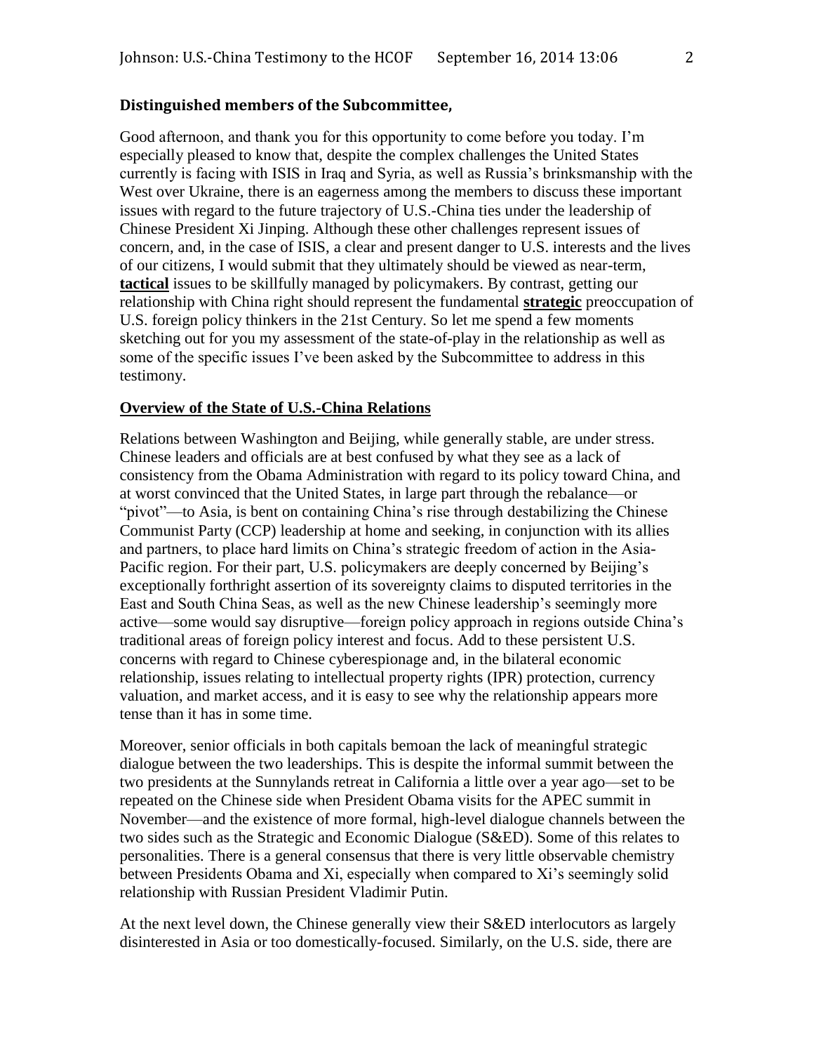**Distinguished members of the Subcommittee,**

Good afternoon, and thank you for this opportunity to come before you today. I'm especially pleased to know that, despite the complex challenges the United States currently is facing with ISIS in Iraq and Syria, as well as Russia's brinksmanship with the West over Ukraine, there is an eagerness among the members to discuss these important issues with regard to the future trajectory of U.S.-China ties under the leadership of Chinese President Xi Jinping. Although these other challenges represent issues of concern, and, in the case of ISIS, a clear and present danger to U.S. interests and the lives of our citizens, I would submit that they ultimately should be viewed as near-term, **tactical** issues to be skillfully managed by policymakers. By contrast, getting our relationship with China right should represent the fundamental **strategic** preoccupation of U.S. foreign policy thinkers in the 21st Century. So let me spend a few moments sketching out for you my assessment of the state-of-play in the relationship as well as some of the specific issues I've been asked by the Subcommittee to address in this testimony.

## Overview of the State of U.S.-China Relations

Relations between Washington and Beijing, while generally stable, are under stress. Chinese leaders and officials are at best confused by what they see as a lack of consistency from the Obama Administration with regard to its policy toward China, and at worst convinced that the United States, in large part through the rebalance—or "pivot"—to Asia, is bent on containing China's rise through destabilizing the Chinese Communist Party (CCP) leadership at home and seeking, in conjunction with its allies and partners, to place hard limits on China's strategic freedom of action in the Asia-Pacific region. For their part, U.S. policymakers are deeply concerned by Beijing's exceptionally forthright assertion of its sovereignty claims to disputed territories in the East and South China Seas, as well as the new Chinese leadership's seemingly more active—some would say disruptive—foreign policy approach in regions outside China's traditional areas of foreign policy interest and focus. Add to these persistent U.S. concerns with regard to Chinese cyberespionage and, in the bilateral economic relationship, issues relating to intellectual property rights (IPR) protection, currency valuation, and market access, and it is easy to see why the relationship appears more tense than it has in some time.

Moreover, senior officials in both capitals bemoan the lack of meaningful strategic dialogue between the two leaderships. This is despite the informal summit between the two presidents at the Sunnylands retreat in California a little over a year ago—set to be repeated on the Chinese side when President Obama visits for the APEC summit in November—and the existence of more formal, high-level dialogue channels between the two sides such as the Strategic and Economic Dialogue (S&ED). Some of this relates to personalities. There is a general consensus that there is very little observable chemistry between Presidents Obama and Xi, especially when compared to Xi's seemingly solid relationship with Russian President Vladimir Putin.

At the next level down, the Chinese generally view their S&ED interlocutors as largely disinterested in Asia or too domestically-focused. Similarly, on the U.S. side, there are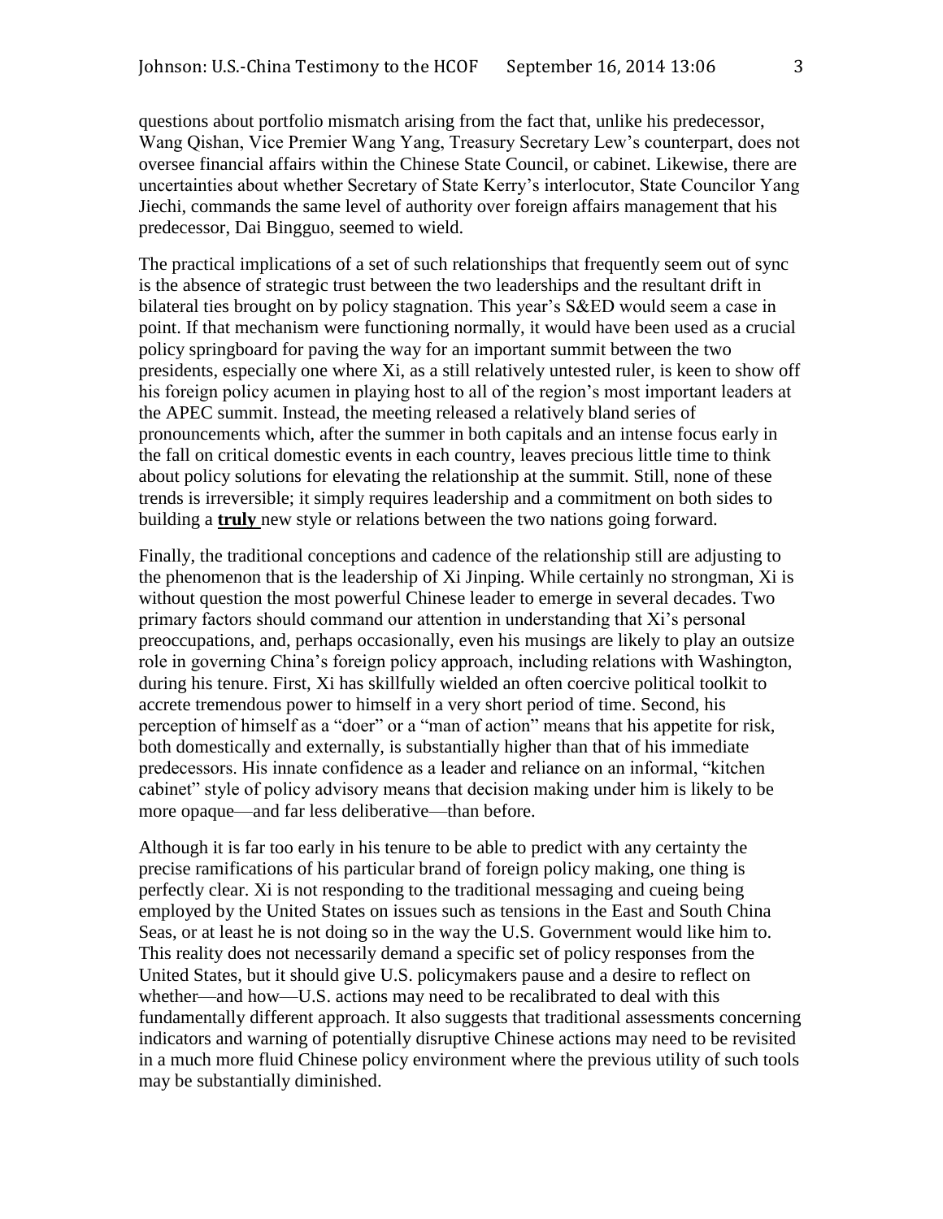questions about portfolio mismatch arising from the fact that, unlike his predecessor, Wang Qishan, Vice Premier Wang Yang, Treasury Secretary Lew's counterpart, does not oversee financial affairs within the Chinese State Council, or cabinet. Likewise, there are uncertainties about whether Secretary of State Kerry's interlocutor, State Councilor Yang Jiechi, commands the same level of authority over foreign affairs management that his predecessor, Dai Bingguo, seemed to wield.

The practical implications of a set of such relationships that frequently seem out of sync is the absence of strategic trust between the two leaderships and the resultant drift in bilateral ties brought on by policy stagnation. This year's S&ED would seem a case in point. If that mechanism were functioning normally, it would have been used as a crucial policy springboard for paving the way for an important summit between the two presidents, especially one where Xi, as a still relatively untested ruler, is keen to show off his foreign policy acumen in playing host to all of the region's most important leaders at the APEC summit. Instead, the meeting released a relatively bland series of pronouncements which, after the summer in both capitals and an intense focus early in the fall on critical domestic events in each country, leaves precious little time to think about policy solutions for elevating the relationship at the summit. Still, none of these trends is irreversible; it simply requires leadership and a commitment on both sides to building a **truly** new style or relations between the two nations going forward.

Finally, the traditional conceptions and cadence of the relationship still are adjusting to the phenomenon that is the leadership of Xi Jinping. While certainly no strongman, Xi is without question the most powerful Chinese leader to emerge in several decades. Two primary factors should command our attention in understanding that Xi's personal preoccupations, and, perhaps occasionally, even his musings are likely to play an outsize role in governing China's foreign policy approach, including relations with Washington, during his tenure. First, Xi has skillfully wielded an often coercive political toolkit to accrete tremendous power to himself in a very short period of time. Second, his perception of himself as a "doer" or a "man of action" means that his appetite for risk, both domestically and externally, is substantially higher than that of his immediate predecessors. His innate confidence as a leader and reliance on an informal, "kitchen cabinet" style of policy advisory means that decision making under him is likely to be more opaque—and far less deliberative—than before.

Although it is far too early in his tenure to be able to predict with any certainty the precise ramifications of his particular brand of foreign policy making, one thing is perfectly clear. Xi is not responding to the traditional messaging and cueing being employed by the United States on issues such as tensions in the East and South China Seas, or at least he is not doing so in the way the U.S. Government would like him to. This reality does not necessarily demand a specific set of policy responses from the United States, but it should give U.S. policymakers pause and a desire to reflect on whether—and how—U.S. actions may need to be recalibrated to deal with this fundamentally different approach. It also suggests that traditional assessments concerning indicators and warning of potentially disruptive Chinese actions may need to be revisited in a much more fluid Chinese policy environment where the previous utility of such tools may be substantially diminished.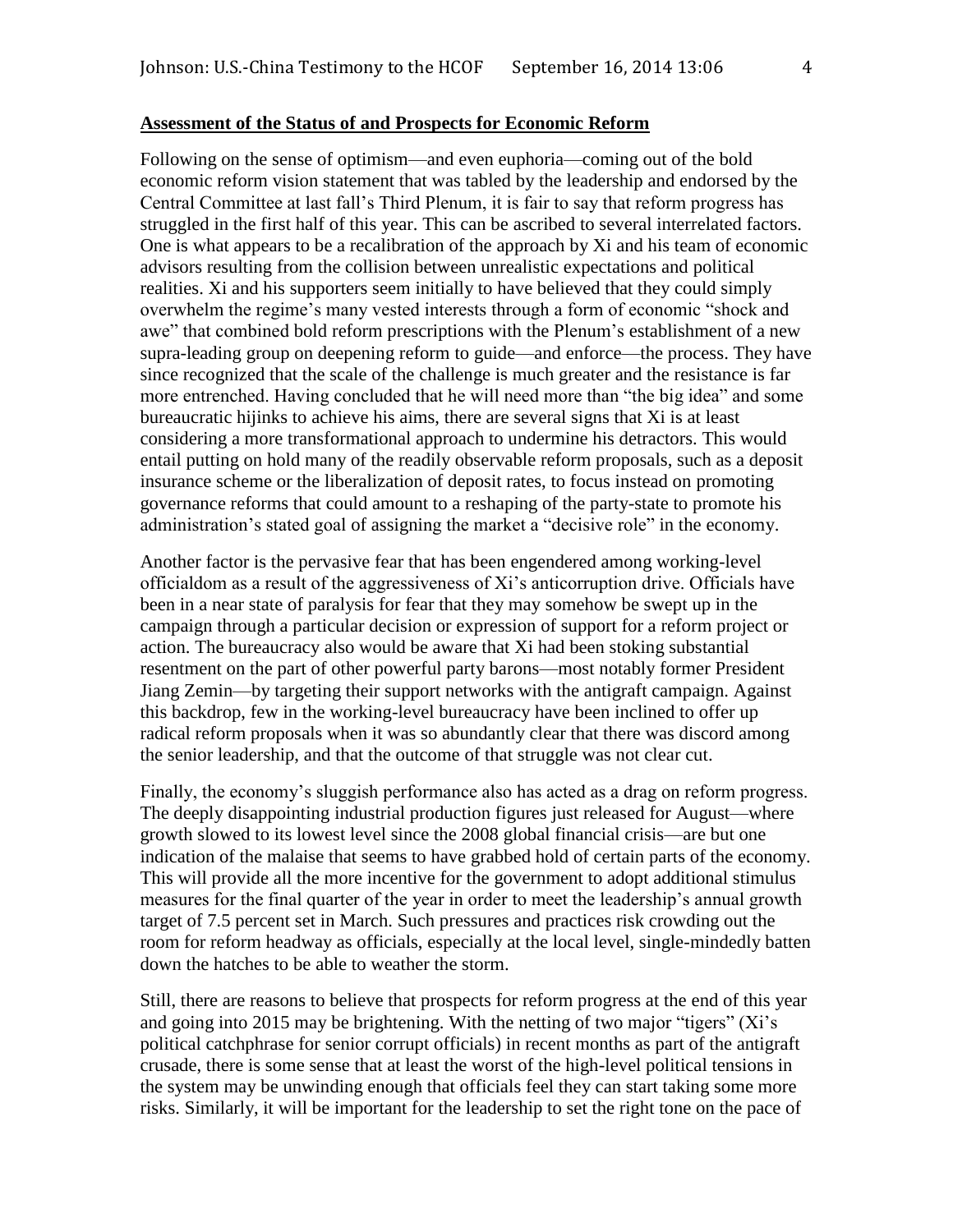**Assessment of the Status of and Prospects for Economic Reform**

Following on the sense of optimism—and even euphoria—coming out of the bold economic reform vision statement that was tabled by the leadership and endorsed by the Central Committee at last fall's Third Plenum, it is fair to say that reform progress has struggled in the first half of this year. This can be ascribed to several interrelated factors. One is what appears to be a recalibration of the approach by Xi and his team of economic advisors resulting from the collision between unrealistic expectations and political realities. Xi and his supporters seem initially to have believed that they could simply overwhelm the regime's many vested interests through a form of economic "shock and awe" that combined bold reform prescriptions with the Plenum's establishment of a new supra-leading group on deepening reform to guide—and enforce—the process. They have since recognized that the scale of the challenge is much greater and the resistance is far more entrenched. Having concluded that he will need more than "the big idea" and some bureaucratic hijinks to achieve his aims, there are several signs that Xi is at least considering a more transformational approach to undermine his detractors. This would entail putting on hold many of the readily observable reform proposals, such as a deposit insurance scheme or the liberalization of deposit rates, to focus instead on promoting governance reforms that could amount to a reshaping of the party-state to promote his administration's stated goal of assigning the market a "decisive role" in the economy.

Another factor is the pervasive fear that has been engendered among working-level officialdom as a result of the aggressiveness of Xi's anticorruption drive. Officials have been in a near state of paralysis for fear that they may somehow be swept up in the campaign through a particular decision or expression of support for a reform project or action. The bureaucracy also would be aware that Xi had been stoking substantial resentment on the part of other powerful party barons—most notably former President Jiang Zemin—by targeting their support networks with the antigraft campaign. Against this backdrop, few in the working-level bureaucracy have been inclined to offer up radical reform proposals when it was so abundantly clear that there was discord among the senior leadership, and that the outcome of that struggle was not clear cut.

Finally, the economy's sluggish performance also has acted as a drag on reform progress. The deeply disappointing industrial production figures just released for August—where growth slowed to its lowest level since the 2008 global financial crisis—are but one indication of the malaise that seems to have grabbed hold of certain parts of the economy. This will provide all the more incentive for the government to adopt additional stimulus measures for the final quarter of the year in order to meet the leadership's annual growth target of 7.5 percent set in March. Such pressures and practices risk crowding out the room for reform headway as officials, especially at the local level, single-mindedly batten down the hatches to be able to weather the storm.

Still, there are reasons to believe that prospects for reform progress at the end of this year and going into 2015 may be brightening. With the netting of two major "tigers" (Xi's political catchphrase for senior corrupt officials) in recent months as part of the antigraft crusade, there is some sense that at least the worst of the high-level political tensions in the system may be unwinding enough that officials feel they can start taking some more risks. Similarly, it will be important for the leadership to set the right tone on the pace of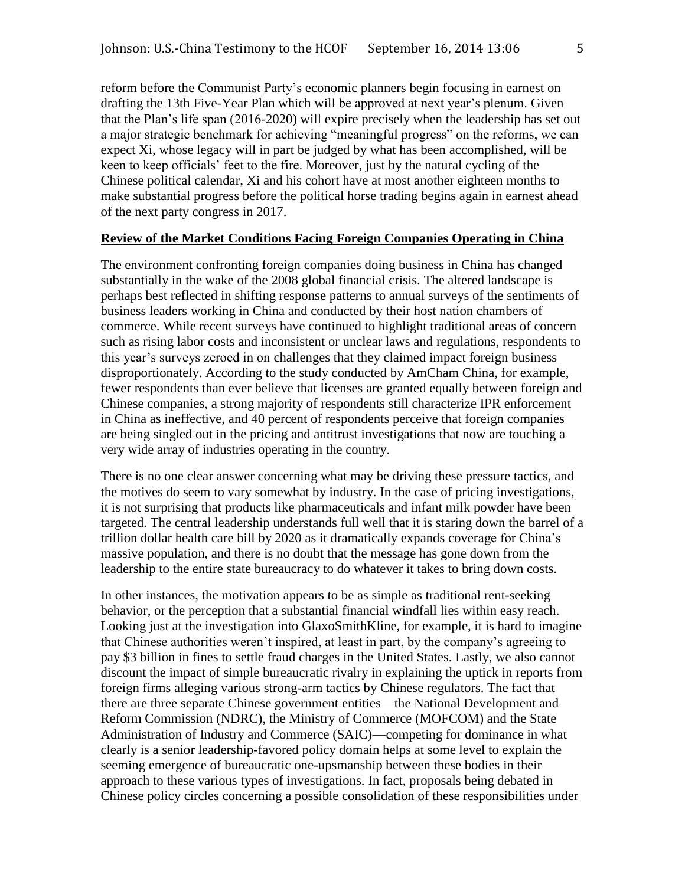reform before the Communist Party's economic planners begin focusing in earnest on drafting the 13th Five-Year Plan which will be approved at next year's plenum. Given that the Plan's life span (2016-2020) will expire precisely when the leadership has set out a major strategic benchmark for achieving "meaningful progress" on the reforms, we can expect Xi, whose legacy will in part be judged by what has been accomplished, will be keen to keep officials' feet to the fire. Moreover, just by the natural cycling of the Chinese political calendar, Xi and his cohort have at most another eighteen months to make substantial progress before the political horse trading begins again in earnest ahead of the next party congress in 2017.

## Review of the Market Conditions Facing Foreign Companies Operating in China

The environment confronting foreign companies doing business in China has changed substantially in the wake of the 2008 global financial crisis. The altered landscape is perhaps best reflected in shifting response patterns to annual surveys of the sentiments of business leaders working in China and conducted by their host nation chambers of commerce. While recent surveys have continued to highlight traditional areas of concern such as rising labor costs and inconsistent or unclear laws and regulations, respondents to this year's surveys zeroed in on challenges that they claimed impact foreign business disproportionately. According to the study conducted by AmCham China, for example, fewer respondents than ever believe that licenses are granted equally between foreign and Chinese companies, a strong majority of respondents still characterize IPR enforcement in China as ineffective, and 40 percent of respondents perceive that foreign companies are being singled out in the pricing and antitrust investigations that now are touching a very wide array of industries operating in the country.

There is no one clear answer concerning what may be driving these pressure tactics, and the motives do seem to vary somewhat by industry. In the case of pricing investigations, it is not surprising that products like pharmaceuticals and infant milk powder have been targeted. The central leadership understands full well that it is staring down the barrel of a trillion dollar health care bill by 2020 as it dramatically expands coverage for China's massive population, and there is no doubt that the message has gone down from the leadership to the entire state bureaucracy to do whatever it takes to bring down costs.

In other instances, the motivation appears to be as simple as traditional rent-seeking behavior, or the perception that a substantial financial windfall lies within easy reach. Looking just at the investigation into GlaxoSmithKline, for example, it is hard to imagine that Chinese authorities weren't inspired, at least in part, by the company's agreeing to pay $3 billion in fines to settle fraud charges in the United States. Lastly, we also cannot discount the impact of simple bureaucratic rivalry in explaining the uptick in reports from foreign firms alleging various strong-arm tactics by Chinese regulators. The fact that there are three separate Chinese government entities—the National Development and Reform Commission (NDRC), the Ministry of Commerce (MOFCOM) and the State Administration of Industry and Commerce (SAIC)—competing for dominance in what clearly is a senior leadership-favored policy domain helps at some level to explain the seeming emergence of bureaucratic one-upsmanship between these bodies in their approach to these various types of investigations. In fact, proposals being debated in Chinese policy circles concerning a possible consolidation of these responsibilities under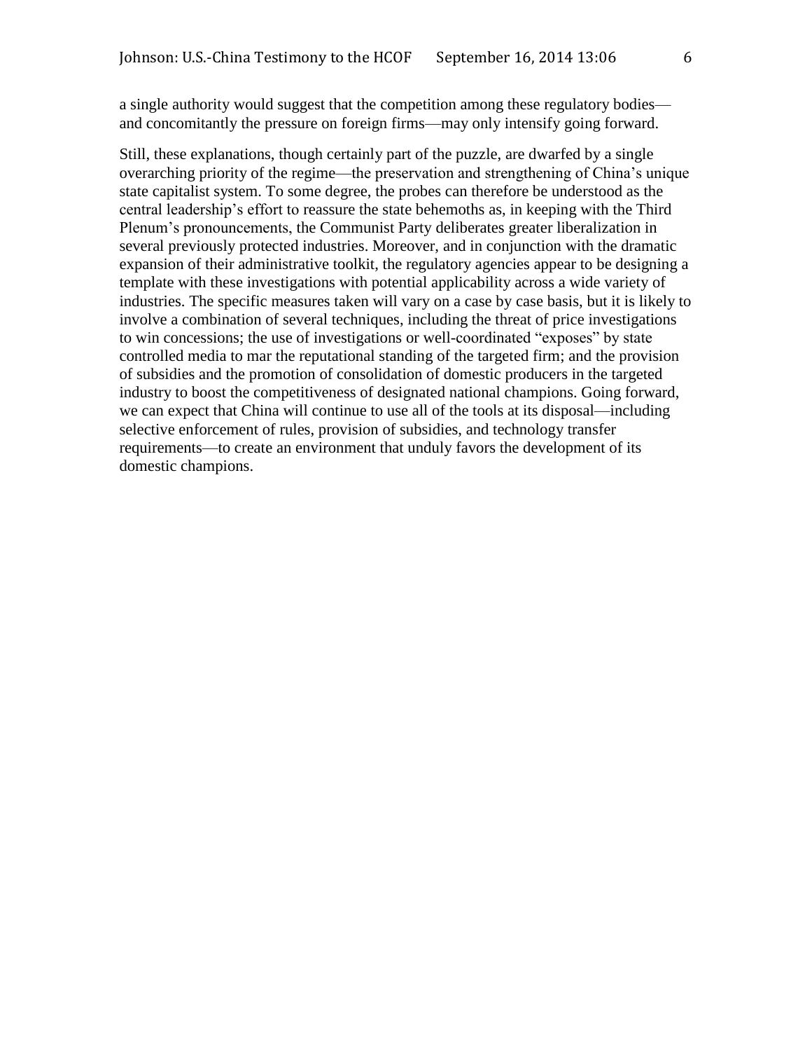a single authority would suggest that the competition among these regulatory bodies—and concomitantly the pressure on foreign firms—may only intensify going forward.

Still, these explanations, though certainly part of the puzzle, are dwarfed by a single overarching priority of the regime—the preservation and strengthening of China's unique state capitalist system. To some degree, the probes can therefore be understood as the central leadership's effort to reassure the state behemoths as, in keeping with the Third Plenum's pronouncements, the Communist Party deliberates greater liberalization in several previously protected industries. Moreover, and in conjunction with the dramatic expansion of their administrative toolkit, the regulatory agencies appear to be designing a template with these investigations with potential applicability across a wide variety of industries. The specific measures taken will vary on a case by case basis, but it is likely to involve a combination of several techniques, including the threat of price investigations to win concessions; the use of investigations or well-coordinated "exposes" by state controlled media to mar the reputational standing of the targeted firm; and the provision of subsidies and the promotion of consolidation of domestic producers in the targeted industry to boost the competitiveness of designated national champions. Going forward, we can expect that China will continue to use all of the tools at its disposal—including selective enforcement of rules, provision of subsidies, and technology transfer requirements—to create an environment that unduly favors the development of its domestic champions.